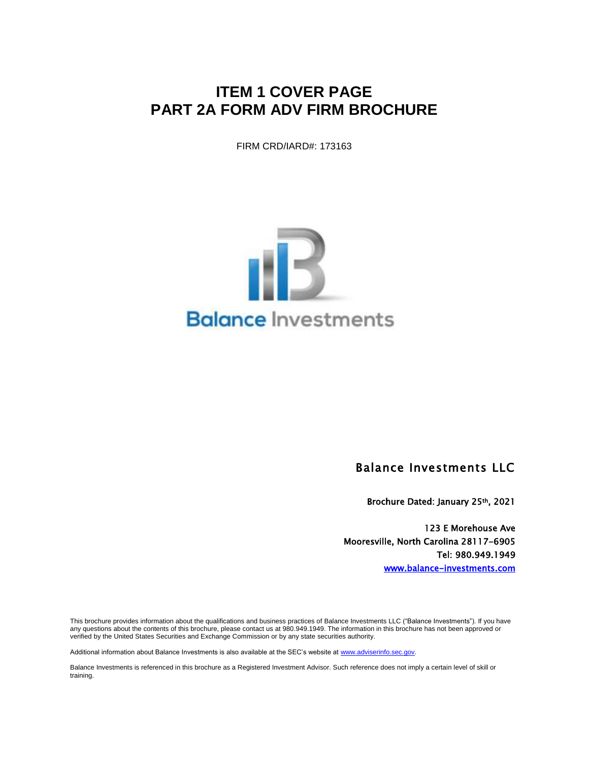# ITEM 1 COVER PAGE
# PART 2A FORM ADV FIRM BROCHURE

FIRM CRD/IARD#: 173163

Balance Investments

**Balance Investments LLC**

**Brochure Dated: January 25th, 2021**

**123 E Morehouse Ave**
**Mooresville, North Carolina 28117-6905**
**Tel: 980.949.1949**
**[www.balance-investments.com](http://www.balance-investments.com)**

This brochure provides information about the qualifications and business practices of Balance Investments LLC ("Balance Investments"). If you have any questions about the contents of this brochure, please contact us at 980.949.1949. The information in this brochure has not been approved or verified by the United States Securities and Exchange Commission or by any state securities authority.

Additional information about Balance Investments is also available at the SEC's website at [www.adviserinfo.sec.gov](http://www.adviserinfo.sec.gov).

Balance Investments is referenced in this brochure as a Registered Investment Advisor. Such reference does not imply a certain level of skill or training.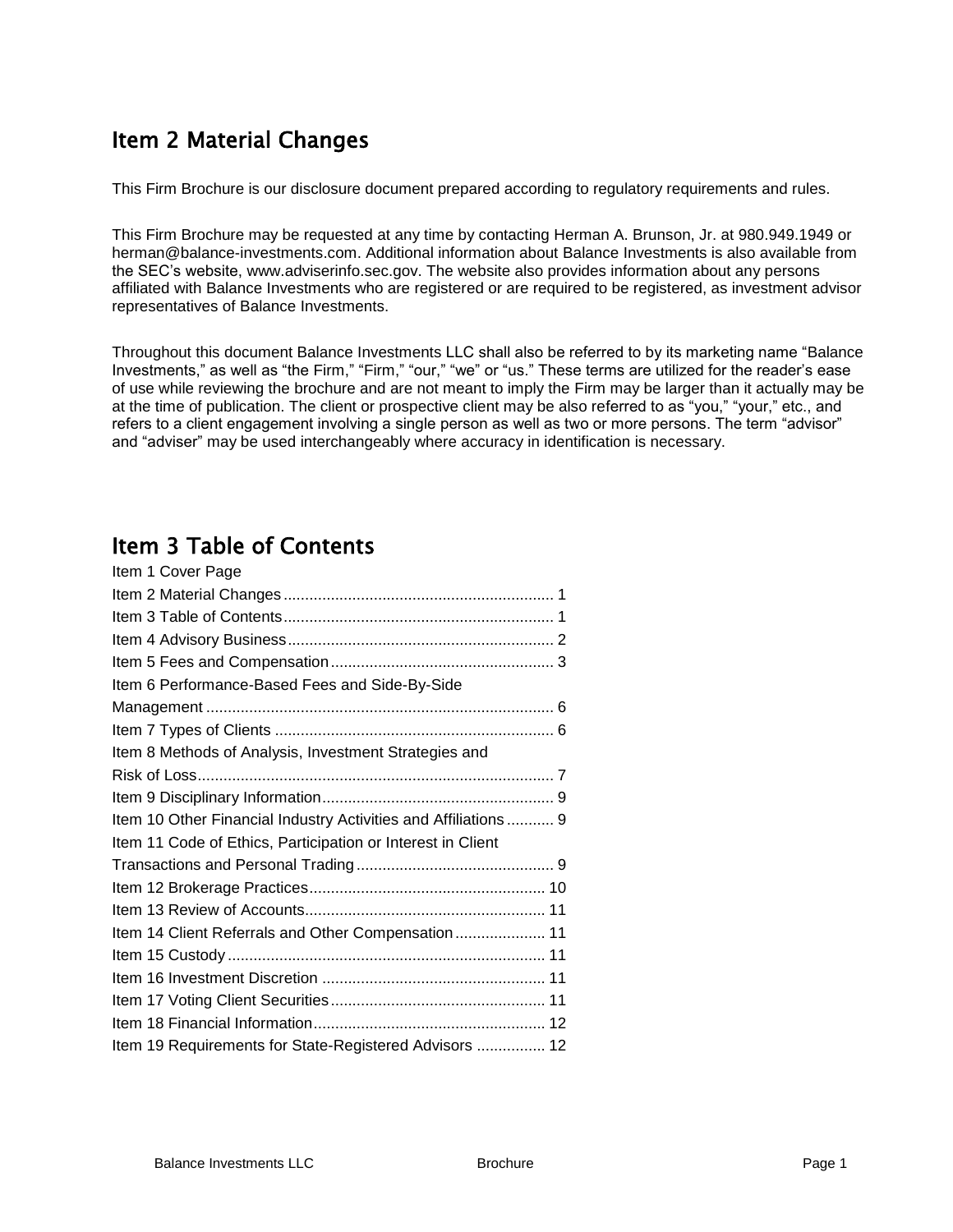## Item 2 Material Changes

This Firm Brochure is our disclosure document prepared according to regulatory requirements and rules.

This Firm Brochure may be requested at any time by contacting Herman A. Brunson, Jr. at 980.949.1949 or herman@balance-investments.com. Additional information about Balance Investments is also available from the SEC's website, www.adviserinfo.sec.gov. The website also provides information about any persons affiliated with Balance Investments who are registered or are required to be registered, as investment advisor representatives of Balance Investments.

Throughout this document Balance Investments LLC shall also be referred to by its marketing name "Balance Investments," as well as "the Firm," "Firm," "our," "we" or "us." These terms are utilized for the reader's ease of use while reviewing the brochure and are not meant to imply the Firm may be larger than it actually may be at the time of publication. The client or prospective client may be also referred to as "you," "your," etc., and refers to a client engagement involving a single person as well as two or more persons. The term "advisor" and "adviser" may be used interchangeably where accuracy in identification is necessary.

## Item 3 Table of Contents

Item 1 Cover Page
Item 2 Material Changes ........ 1
Item 3 Table of Contents ........ 1
Item 4 Advisory Business ........ 2
Item 5 Fees and Compensation ........ 3
Item 6 Performance-Based Fees and Side-By-Side Management ........ 6
Item 7 Types of Clients ........ 6
Item 8 Methods of Analysis, Investment Strategies and Risk of Loss ........ 7
Item 9 Disciplinary Information ........ 9
Item 10 Other Financial Industry Activities and Affiliations ........ 9
Item 11 Code of Ethics, Participation or Interest in Client Transactions and Personal Trading ........ 9
Item 12 Brokerage Practices ........ 10
Item 13 Review of Accounts ........ 11
Item 14 Client Referrals and Other Compensation ........ 11
Item 15 Custody ........ 11
Item 16 Investment Discretion ........ 11
Item 17 Voting Client Securities ........ 11
Item 18 Financial Information ........ 12
Item 19 Requirements for State-Registered Advisors ........ 12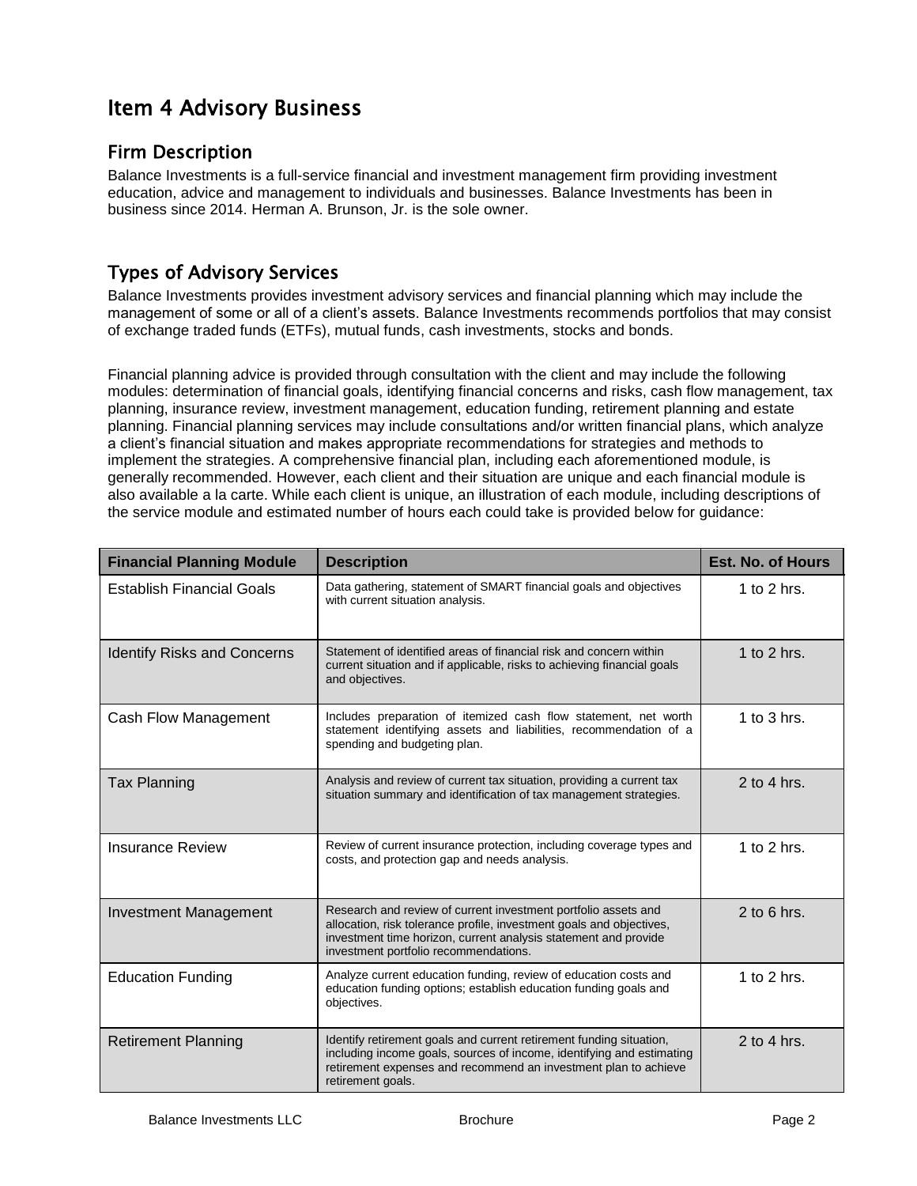# Item 4 Advisory Business

## Firm Description

Balance Investments is a full-service financial and investment management firm providing investment education, advice and management to individuals and businesses. Balance Investments has been in business since 2014. Herman A. Brunson, Jr. is the sole owner.

## Types of Advisory Services

Balance Investments provides investment advisory services and financial planning which may include the management of some or all of a client's assets. Balance Investments recommends portfolios that may consist of exchange traded funds (ETFs), mutual funds, cash investments, stocks and bonds.

Financial planning advice is provided through consultation with the client and may include the following modules: determination of financial goals, identifying financial concerns and risks, cash flow management, tax planning, insurance review, investment management, education funding, retirement planning and estate planning. Financial planning services may include consultations and/or written financial plans, which analyze a client's financial situation and makes appropriate recommendations for strategies and methods to implement the strategies. A comprehensive financial plan, including each aforementioned module, is generally recommended. However, each client and their situation are unique and each financial module is also available a la carte. While each client is unique, an illustration of each module, including descriptions of the service module and estimated number of hours each could take is provided below for guidance:

| Financial Planning Module | Description | Est. No. of Hours |
|---|---|---|
| Establish Financial Goals | Data gathering, statement of SMART financial goals and objectives with current situation analysis. | 1 to 2 hrs. |
| Identify Risks and Concerns | Statement of identified areas of financial risk and concern within current situation and if applicable, risks to achieving financial goals and objectives. | 1 to 2 hrs. |
| Cash Flow Management | Includes preparation of itemized cash flow statement, net worth statement identifying assets and liabilities, recommendation of a spending and budgeting plan. | 1 to 3 hrs. |
| Tax Planning | Analysis and review of current tax situation, providing a current tax situation summary and identification of tax management strategies. | 2 to 4 hrs. |
| Insurance Review | Review of current insurance protection, including coverage types and costs, and protection gap and needs analysis. | 1 to 2 hrs. |
| Investment Management | Research and review of current investment portfolio assets and allocation, risk tolerance profile, investment goals and objectives, investment time horizon, current analysis statement and provide investment portfolio recommendations. | 2 to 6 hrs. |
| Education Funding | Analyze current education funding, review of education costs and education funding options; establish education funding goals and objectives. | 1 to 2 hrs. |
| Retirement Planning | Identify retirement goals and current retirement funding situation, including income goals, sources of income, identifying and estimating retirement expenses and recommend an investment plan to achieve retirement goals. | 2 to 4 hrs. |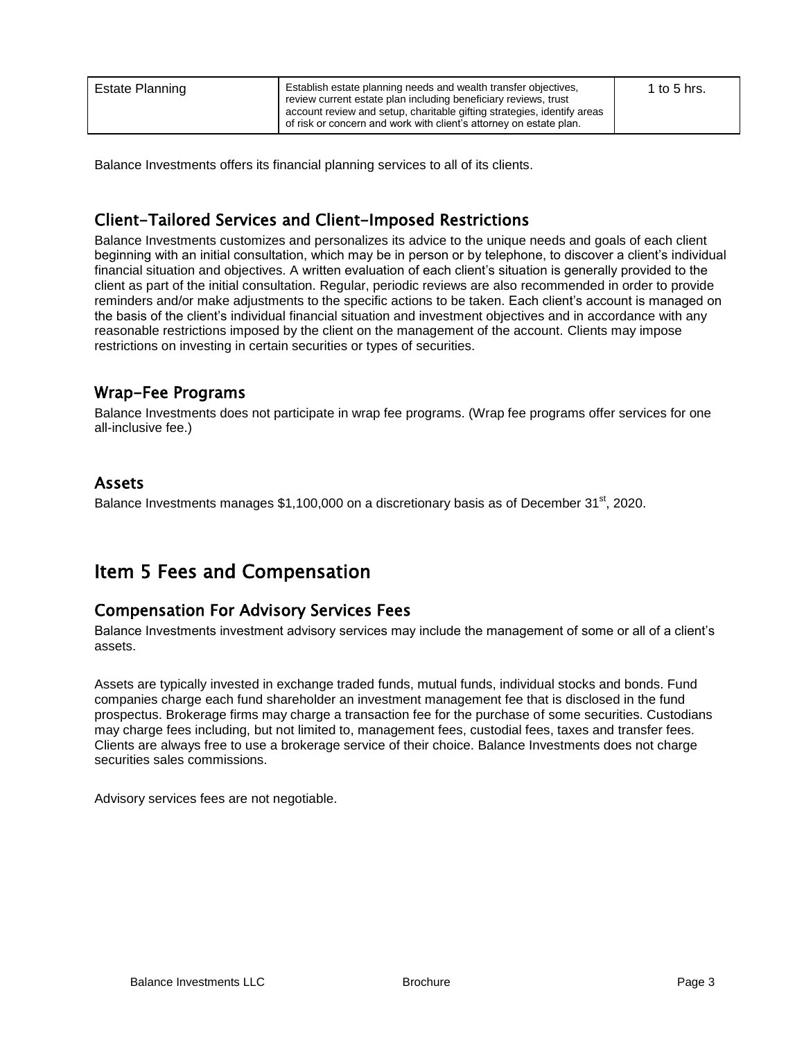| Estate Planning | Establish estate planning needs and wealth transfer objectives, review current estate plan including beneficiary reviews, trust account review and setup, charitable gifting strategies, identify areas of risk or concern and work with client's attorney on estate plan. | 1 to 5 hrs. |
|---|---|---|

Balance Investments offers its financial planning services to all of its clients.

## Client-Tailored Services and Client-Imposed Restrictions

Balance Investments customizes and personalizes its advice to the unique needs and goals of each client beginning with an initial consultation, which may be in person or by telephone, to discover a client's individual financial situation and objectives. A written evaluation of each client's situation is generally provided to the client as part of the initial consultation. Regular, periodic reviews are also recommended in order to provide reminders and/or make adjustments to the specific actions to be taken. Each client's account is managed on the basis of the client's individual financial situation and investment objectives and in accordance with any reasonable restrictions imposed by the client on the management of the account. Clients may impose restrictions on investing in certain securities or types of securities.

## Wrap-Fee Programs

Balance Investments does not participate in wrap fee programs. (Wrap fee programs offer services for one all-inclusive fee.)

## Assets

Balance Investments manages $1,100,000 on a discretionary basis as of December 31st, 2020.

# Item 5 Fees and Compensation

## Compensation For Advisory Services Fees

Balance Investments investment advisory services may include the management of some or all of a client's assets.

Assets are typically invested in exchange traded funds, mutual funds, individual stocks and bonds. Fund companies charge each fund shareholder an investment management fee that is disclosed in the fund prospectus. Brokerage firms may charge a transaction fee for the purchase of some securities. Custodians may charge fees including, but not limited to, management fees, custodial fees, taxes and transfer fees. Clients are always free to use a brokerage service of their choice. Balance Investments does not charge securities sales commissions.

Advisory services fees are not negotiable.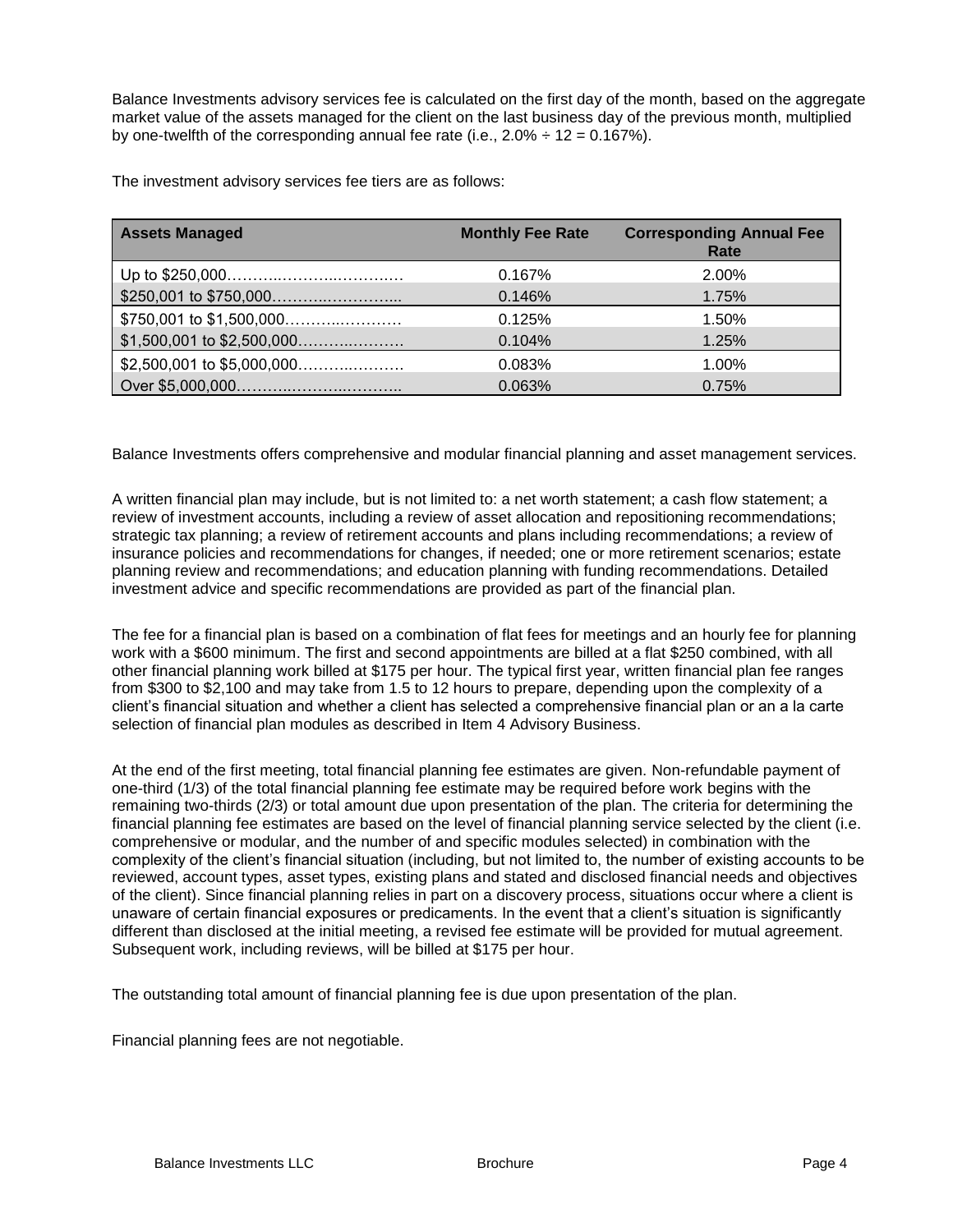Balance Investments advisory services fee is calculated on the first day of the month, based on the aggregate market value of the assets managed for the client on the last business day of the previous month, multiplied by one-twelfth of the corresponding annual fee rate (i.e., 2.0% ÷ 12 = 0.167%).

The investment advisory services fee tiers are as follows:

| Assets Managed | Monthly Fee Rate | Corresponding Annual Fee Rate |
|---|---|---|
| Up to $250,000……………………………. | 0.167% | 2.00% |
| $250,001 to $750,000………………….... | 0.146% | 1.75% |
| $750,001 to $1,500,000…………………… | 0.125% | 1.50% |
| $1,500,001 to $2,500,000………………… | 0.104% | 1.25% |
| $2,500,001 to $5,000,000………………… | 0.083% | 1.00% |
| Over $5,000,000……………………………. | 0.063% | 0.75% |

Balance Investments offers comprehensive and modular financial planning and asset management services.

A written financial plan may include, but is not limited to: a net worth statement; a cash flow statement; a review of investment accounts, including a review of asset allocation and repositioning recommendations; strategic tax planning; a review of retirement accounts and plans including recommendations; a review of insurance policies and recommendations for changes, if needed; one or more retirement scenarios; estate planning review and recommendations; and education planning with funding recommendations. Detailed investment advice and specific recommendations are provided as part of the financial plan.

The fee for a financial plan is based on a combination of flat fees for meetings and an hourly fee for planning work with a $600 minimum. The first and second appointments are billed at a flat $250 combined, with all other financial planning work billed at $175 per hour. The typical first year, written financial plan fee ranges from $300 to $2,100 and may take from 1.5 to 12 hours to prepare, depending upon the complexity of a client's financial situation and whether a client has selected a comprehensive financial plan or an a la carte selection of financial plan modules as described in Item 4 Advisory Business.

At the end of the first meeting, total financial planning fee estimates are given. Non-refundable payment of one-third (1/3) of the total financial planning fee estimate may be required before work begins with the remaining two-thirds (2/3) or total amount due upon presentation of the plan. The criteria for determining the financial planning fee estimates are based on the level of financial planning service selected by the client (i.e. comprehensive or modular, and the number of and specific modules selected) in combination with the complexity of the client's financial situation (including, but not limited to, the number of existing accounts to be reviewed, account types, asset types, existing plans and stated and disclosed financial needs and objectives of the client). Since financial planning relies in part on a discovery process, situations occur where a client is unaware of certain financial exposures or predicaments. In the event that a client's situation is significantly different than disclosed at the initial meeting, a revised fee estimate will be provided for mutual agreement. Subsequent work, including reviews, will be billed at $175 per hour.

The outstanding total amount of financial planning fee is due upon presentation of the plan.

Financial planning fees are not negotiable.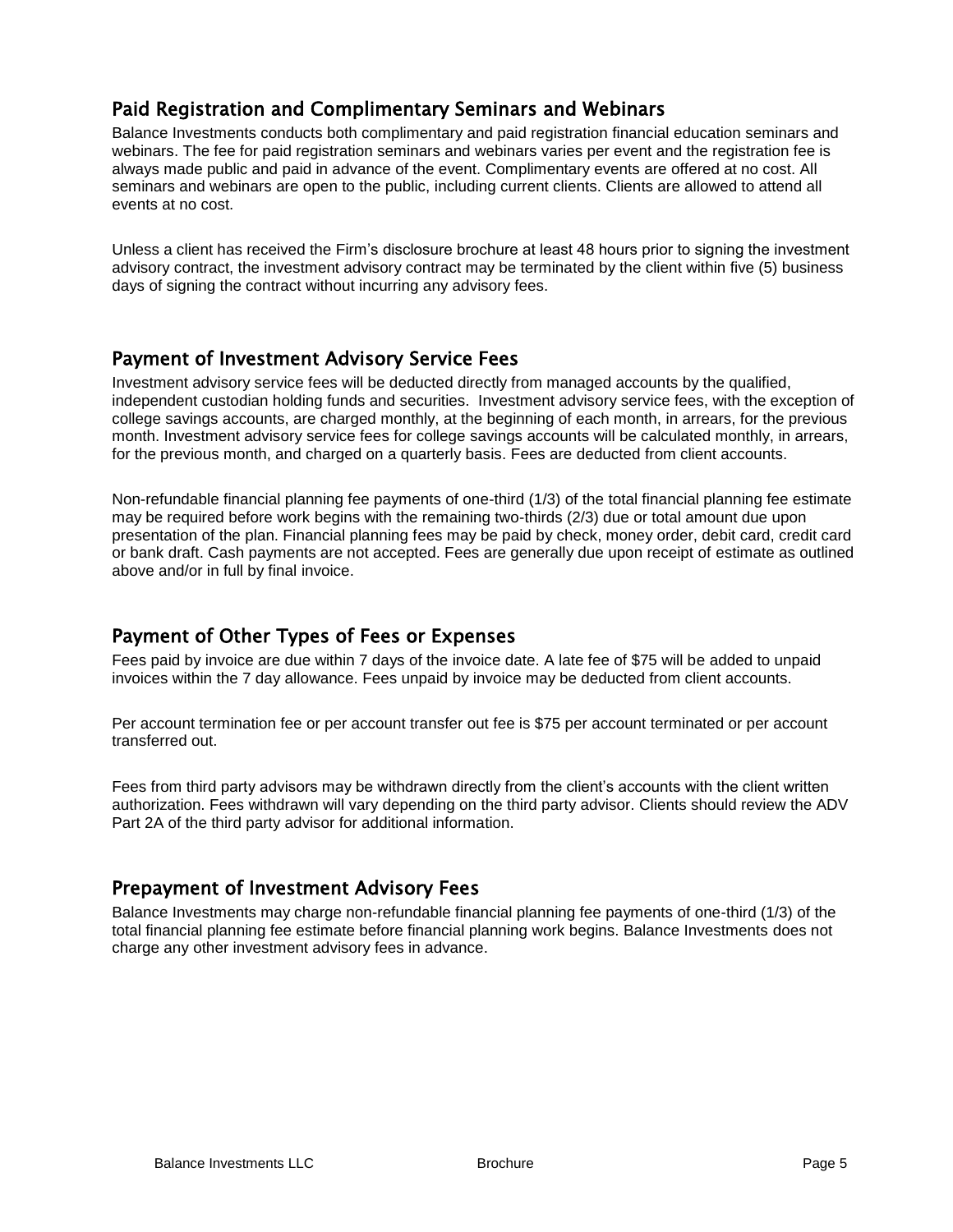## Paid Registration and Complimentary Seminars and Webinars

Balance Investments conducts both complimentary and paid registration financial education seminars and webinars. The fee for paid registration seminars and webinars varies per event and the registration fee is always made public and paid in advance of the event. Complimentary events are offered at no cost. All seminars and webinars are open to the public, including current clients. Clients are allowed to attend all events at no cost.

Unless a client has received the Firm's disclosure brochure at least 48 hours prior to signing the investment advisory contract, the investment advisory contract may be terminated by the client within five (5) business days of signing the contract without incurring any advisory fees.

## Payment of Investment Advisory Service Fees

Investment advisory service fees will be deducted directly from managed accounts by the qualified, independent custodian holding funds and securities. Investment advisory service fees, with the exception of college savings accounts, are charged monthly, at the beginning of each month, in arrears, for the previous month. Investment advisory service fees for college savings accounts will be calculated monthly, in arrears, for the previous month, and charged on a quarterly basis. Fees are deducted from client accounts.

Non-refundable financial planning fee payments of one-third (1/3) of the total financial planning fee estimate may be required before work begins with the remaining two-thirds (2/3) due or total amount due upon presentation of the plan. Financial planning fees may be paid by check, money order, debit card, credit card or bank draft. Cash payments are not accepted. Fees are generally due upon receipt of estimate as outlined above and/or in full by final invoice.

## Payment of Other Types of Fees or Expenses

Fees paid by invoice are due within 7 days of the invoice date. A late fee of $75 will be added to unpaid invoices within the 7 day allowance. Fees unpaid by invoice may be deducted from client accounts.

Per account termination fee or per account transfer out fee is $75 per account terminated or per account transferred out.

Fees from third party advisors may be withdrawn directly from the client's accounts with the client written authorization. Fees withdrawn will vary depending on the third party advisor. Clients should review the ADV Part 2A of the third party advisor for additional information.

## Prepayment of Investment Advisory Fees

Balance Investments may charge non-refundable financial planning fee payments of one-third (1/3) of the total financial planning fee estimate before financial planning work begins. Balance Investments does not charge any other investment advisory fees in advance.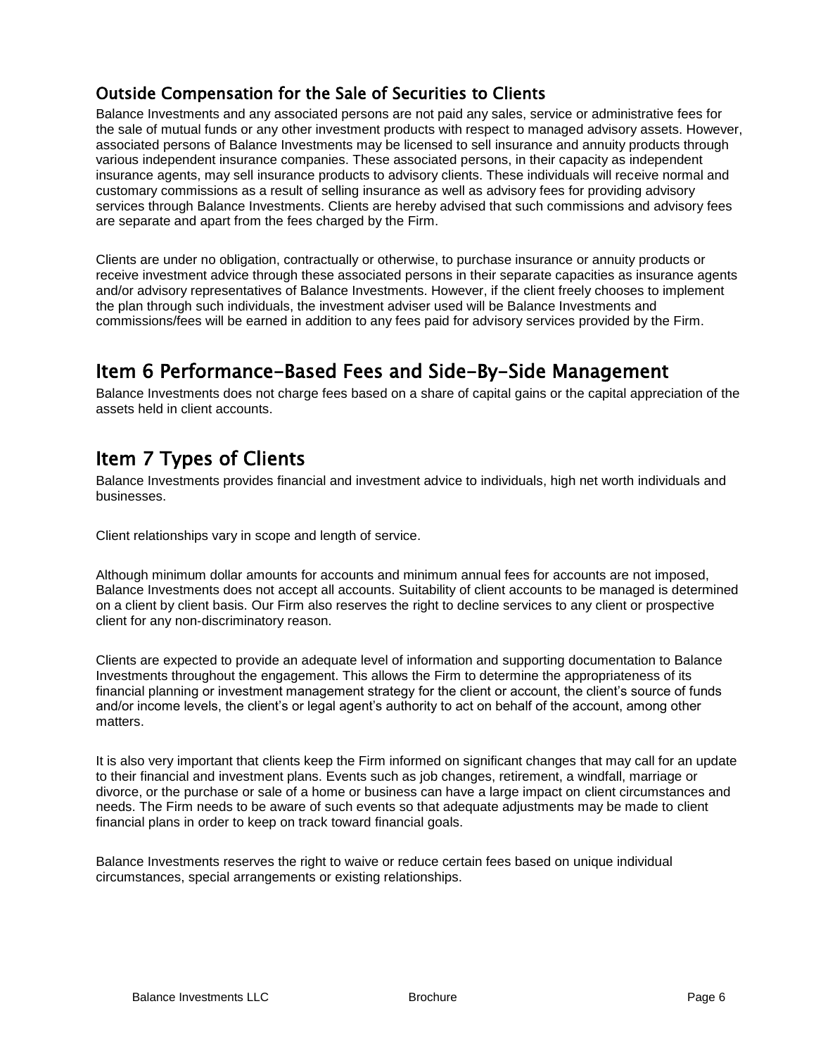### Outside Compensation for the Sale of Securities to Clients

Balance Investments and any associated persons are not paid any sales, service or administrative fees for the sale of mutual funds or any other investment products with respect to managed advisory assets. However, associated persons of Balance Investments may be licensed to sell insurance and annuity products through various independent insurance companies. These associated persons, in their capacity as independent insurance agents, may sell insurance products to advisory clients. These individuals will receive normal and customary commissions as a result of selling insurance as well as advisory fees for providing advisory services through Balance Investments. Clients are hereby advised that such commissions and advisory fees are separate and apart from the fees charged by the Firm.

Clients are under no obligation, contractually or otherwise, to purchase insurance or annuity products or receive investment advice through these associated persons in their separate capacities as insurance agents and/or advisory representatives of Balance Investments. However, if the client freely chooses to implement the plan through such individuals, the investment adviser used will be Balance Investments and commissions/fees will be earned in addition to any fees paid for advisory services provided by the Firm.

## Item 6 Performance-Based Fees and Side-By-Side Management

Balance Investments does not charge fees based on a share of capital gains or the capital appreciation of the assets held in client accounts.

## Item 7 Types of Clients

Balance Investments provides financial and investment advice to individuals, high net worth individuals and businesses.

Client relationships vary in scope and length of service.

Although minimum dollar amounts for accounts and minimum annual fees for accounts are not imposed, Balance Investments does not accept all accounts. Suitability of client accounts to be managed is determined on a client by client basis. Our Firm also reserves the right to decline services to any client or prospective client for any non-discriminatory reason.

Clients are expected to provide an adequate level of information and supporting documentation to Balance Investments throughout the engagement. This allows the Firm to determine the appropriateness of its financial planning or investment management strategy for the client or account, the client's source of funds and/or income levels, the client's or legal agent's authority to act on behalf of the account, among other matters.

It is also very important that clients keep the Firm informed on significant changes that may call for an update to their financial and investment plans. Events such as job changes, retirement, a windfall, marriage or divorce, or the purchase or sale of a home or business can have a large impact on client circumstances and needs. The Firm needs to be aware of such events so that adequate adjustments may be made to client financial plans in order to keep on track toward financial goals.

Balance Investments reserves the right to waive or reduce certain fees based on unique individual circumstances, special arrangements or existing relationships.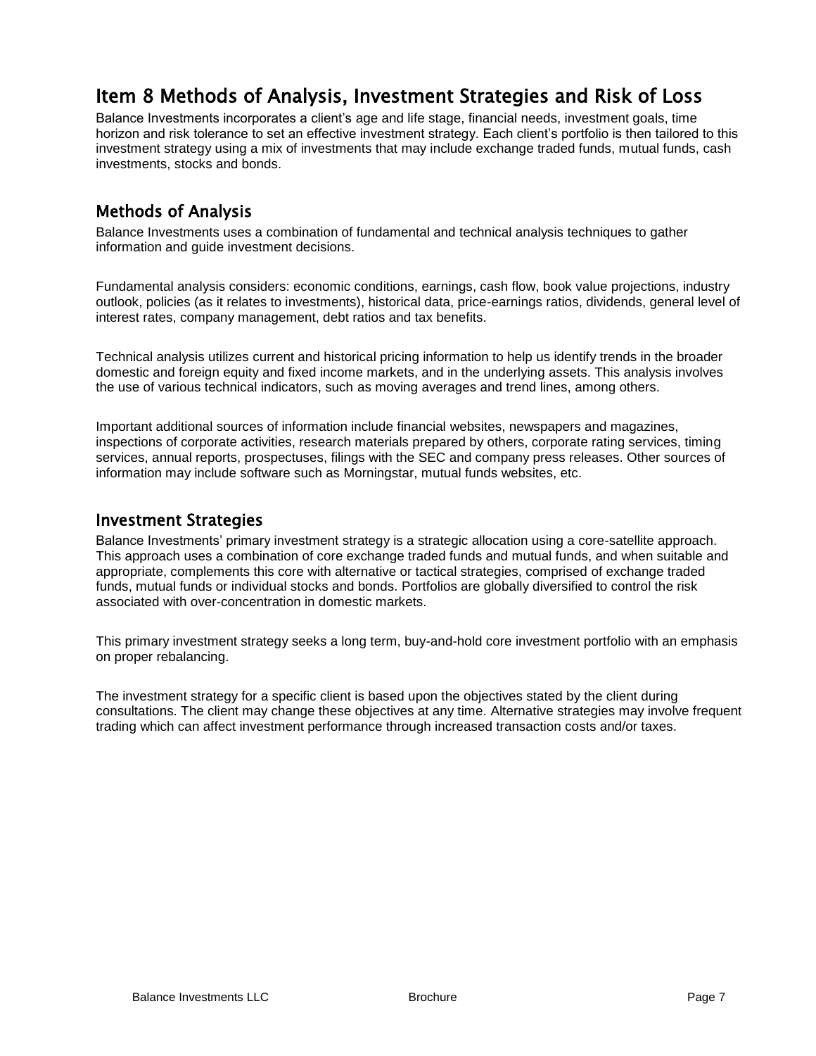# Item 8 Methods of Analysis, Investment Strategies and Risk of Loss

Balance Investments incorporates a client's age and life stage, financial needs, investment goals, time horizon and risk tolerance to set an effective investment strategy. Each client's portfolio is then tailored to this investment strategy using a mix of investments that may include exchange traded funds, mutual funds, cash investments, stocks and bonds.

## Methods of Analysis

Balance Investments uses a combination of fundamental and technical analysis techniques to gather information and guide investment decisions.

Fundamental analysis considers: economic conditions, earnings, cash flow, book value projections, industry outlook, policies (as it relates to investments), historical data, price-earnings ratios, dividends, general level of interest rates, company management, debt ratios and tax benefits.

Technical analysis utilizes current and historical pricing information to help us identify trends in the broader domestic and foreign equity and fixed income markets, and in the underlying assets. This analysis involves the use of various technical indicators, such as moving averages and trend lines, among others.

Important additional sources of information include financial websites, newspapers and magazines, inspections of corporate activities, research materials prepared by others, corporate rating services, timing services, annual reports, prospectuses, filings with the SEC and company press releases. Other sources of information may include software such as Morningstar, mutual funds websites, etc.

## Investment Strategies

Balance Investments' primary investment strategy is a strategic allocation using a core-satellite approach. This approach uses a combination of core exchange traded funds and mutual funds, and when suitable and appropriate, complements this core with alternative or tactical strategies, comprised of exchange traded funds, mutual funds or individual stocks and bonds. Portfolios are globally diversified to control the risk associated with over-concentration in domestic markets.

This primary investment strategy seeks a long term, buy-and-hold core investment portfolio with an emphasis on proper rebalancing.

The investment strategy for a specific client is based upon the objectives stated by the client during consultations. The client may change these objectives at any time. Alternative strategies may involve frequent trading which can affect investment performance through increased transaction costs and/or taxes.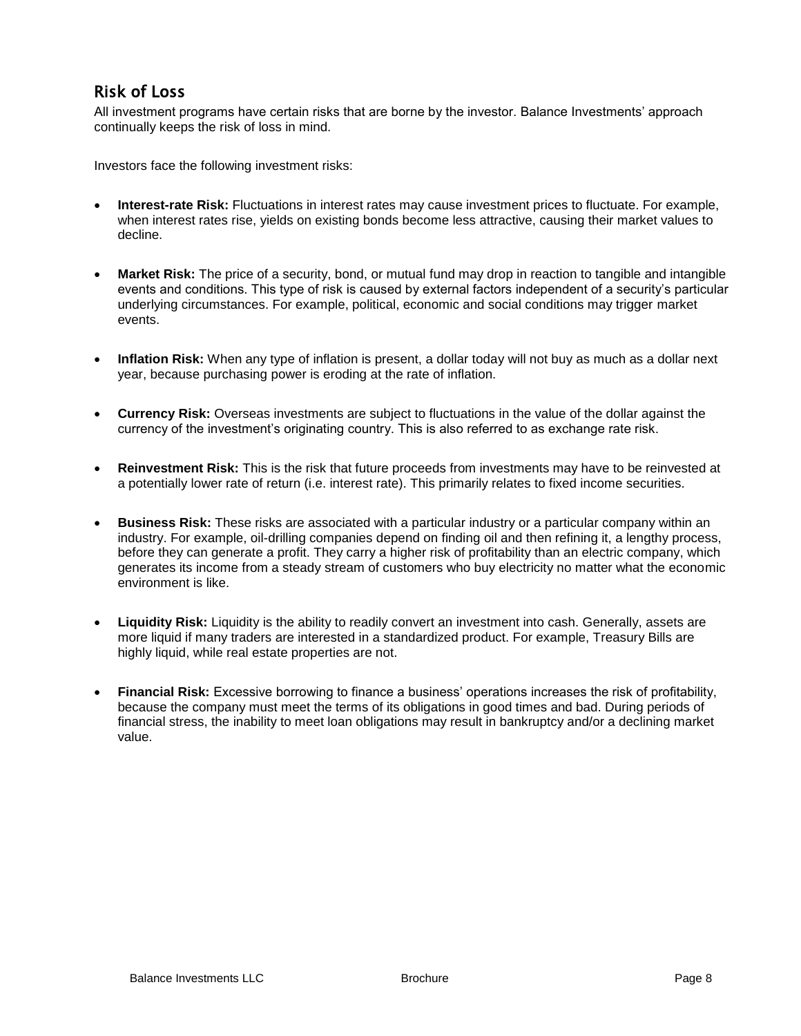## Risk of Loss

All investment programs have certain risks that are borne by the investor. Balance Investments' approach continually keeps the risk of loss in mind.

Investors face the following investment risks:

- **Interest-rate Risk:** Fluctuations in interest rates may cause investment prices to fluctuate. For example, when interest rates rise, yields on existing bonds become less attractive, causing their market values to decline.

- **Market Risk:** The price of a security, bond, or mutual fund may drop in reaction to tangible and intangible events and conditions. This type of risk is caused by external factors independent of a security's particular underlying circumstances. For example, political, economic and social conditions may trigger market events.

- **Inflation Risk:** When any type of inflation is present, a dollar today will not buy as much as a dollar next year, because purchasing power is eroding at the rate of inflation.

- **Currency Risk:** Overseas investments are subject to fluctuations in the value of the dollar against the currency of the investment's originating country. This is also referred to as exchange rate risk.

- **Reinvestment Risk:** This is the risk that future proceeds from investments may have to be reinvested at a potentially lower rate of return (i.e. interest rate). This primarily relates to fixed income securities.

- **Business Risk:** These risks are associated with a particular industry or a particular company within an industry. For example, oil-drilling companies depend on finding oil and then refining it, a lengthy process, before they can generate a profit. They carry a higher risk of profitability than an electric company, which generates its income from a steady stream of customers who buy electricity no matter what the economic environment is like.

- **Liquidity Risk:** Liquidity is the ability to readily convert an investment into cash. Generally, assets are more liquid if many traders are interested in a standardized product. For example, Treasury Bills are highly liquid, while real estate properties are not.

- **Financial Risk:** Excessive borrowing to finance a business' operations increases the risk of profitability, because the company must meet the terms of its obligations in good times and bad. During periods of financial stress, the inability to meet loan obligations may result in bankruptcy and/or a declining market value.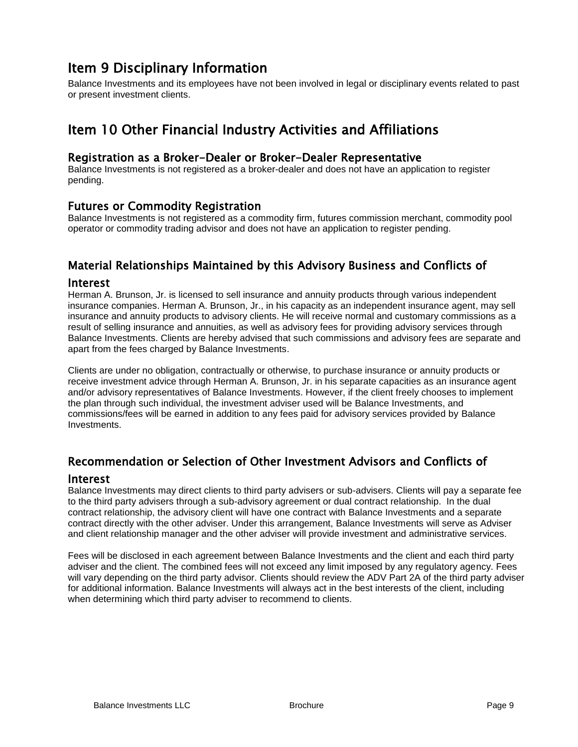## Item 9 Disciplinary Information

Balance Investments and its employees have not been involved in legal or disciplinary events related to past or present investment clients.

## Item 10 Other Financial Industry Activities and Affiliations

### Registration as a Broker-Dealer or Broker-Dealer Representative

Balance Investments is not registered as a broker-dealer and does not have an application to register pending.

### Futures or Commodity Registration

Balance Investments is not registered as a commodity firm, futures commission merchant, commodity pool operator or commodity trading advisor and does not have an application to register pending.

### Material Relationships Maintained by this Advisory Business and Conflicts of Interest

Herman A. Brunson, Jr. is licensed to sell insurance and annuity products through various independent insurance companies. Herman A. Brunson, Jr., in his capacity as an independent insurance agent, may sell insurance and annuity products to advisory clients. He will receive normal and customary commissions as a result of selling insurance and annuities, as well as advisory fees for providing advisory services through Balance Investments. Clients are hereby advised that such commissions and advisory fees are separate and apart from the fees charged by Balance Investments.

Clients are under no obligation, contractually or otherwise, to purchase insurance or annuity products or receive investment advice through Herman A. Brunson, Jr. in his separate capacities as an insurance agent and/or advisory representatives of Balance Investments. However, if the client freely chooses to implement the plan through such individual, the investment adviser used will be Balance Investments, and commissions/fees will be earned in addition to any fees paid for advisory services provided by Balance Investments.

### Recommendation or Selection of Other Investment Advisors and Conflicts of Interest

Balance Investments may direct clients to third party advisers or sub-advisers. Clients will pay a separate fee to the third party advisers through a sub-advisory agreement or dual contract relationship. In the dual contract relationship, the advisory client will have one contract with Balance Investments and a separate contract directly with the other adviser. Under this arrangement, Balance Investments will serve as Adviser and client relationship manager and the other adviser will provide investment and administrative services.

Fees will be disclosed in each agreement between Balance Investments and the client and each third party adviser and the client. The combined fees will not exceed any limit imposed by any regulatory agency. Fees will vary depending on the third party advisor. Clients should review the ADV Part 2A of the third party adviser for additional information. Balance Investments will always act in the best interests of the client, including when determining which third party adviser to recommend to clients.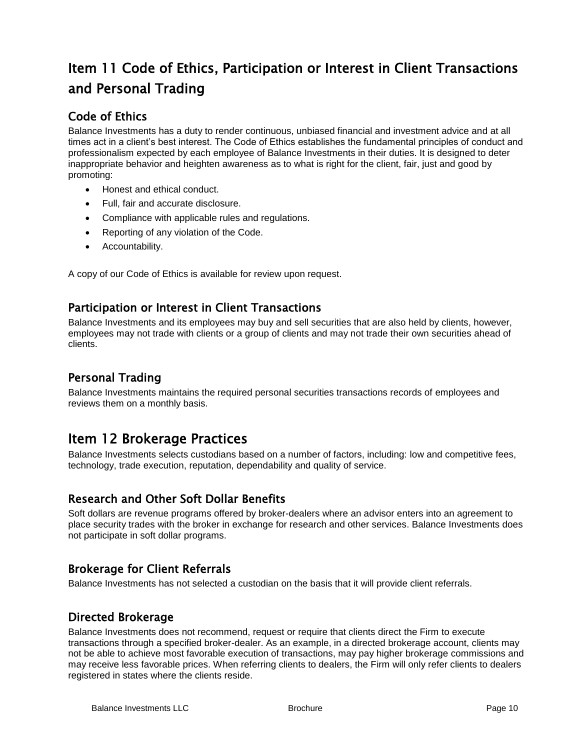# Item 11 Code of Ethics, Participation or Interest in Client Transactions and Personal Trading

## Code of Ethics

Balance Investments has a duty to render continuous, unbiased financial and investment advice and at all times act in a client's best interest. The Code of Ethics establishes the fundamental principles of conduct and professionalism expected by each employee of Balance Investments in their duties. It is designed to deter inappropriate behavior and heighten awareness as to what is right for the client, fair, just and good by promoting:

- Honest and ethical conduct.
- Full, fair and accurate disclosure.
- Compliance with applicable rules and regulations.
- Reporting of any violation of the Code.
- Accountability.

A copy of our Code of Ethics is available for review upon request.

## Participation or Interest in Client Transactions

Balance Investments and its employees may buy and sell securities that are also held by clients, however, employees may not trade with clients or a group of clients and may not trade their own securities ahead of clients.

## Personal Trading

Balance Investments maintains the required personal securities transactions records of employees and reviews them on a monthly basis.

# Item 12 Brokerage Practices

Balance Investments selects custodians based on a number of factors, including: low and competitive fees, technology, trade execution, reputation, dependability and quality of service.

## Research and Other Soft Dollar Benefits

Soft dollars are revenue programs offered by broker-dealers where an advisor enters into an agreement to place security trades with the broker in exchange for research and other services. Balance Investments does not participate in soft dollar programs.

## Brokerage for Client Referrals

Balance Investments has not selected a custodian on the basis that it will provide client referrals.

## Directed Brokerage

Balance Investments does not recommend, request or require that clients direct the Firm to execute transactions through a specified broker-dealer. As an example, in a directed brokerage account, clients may not be able to achieve most favorable execution of transactions, may pay higher brokerage commissions and may receive less favorable prices. When referring clients to dealers, the Firm will only refer clients to dealers registered in states where the clients reside.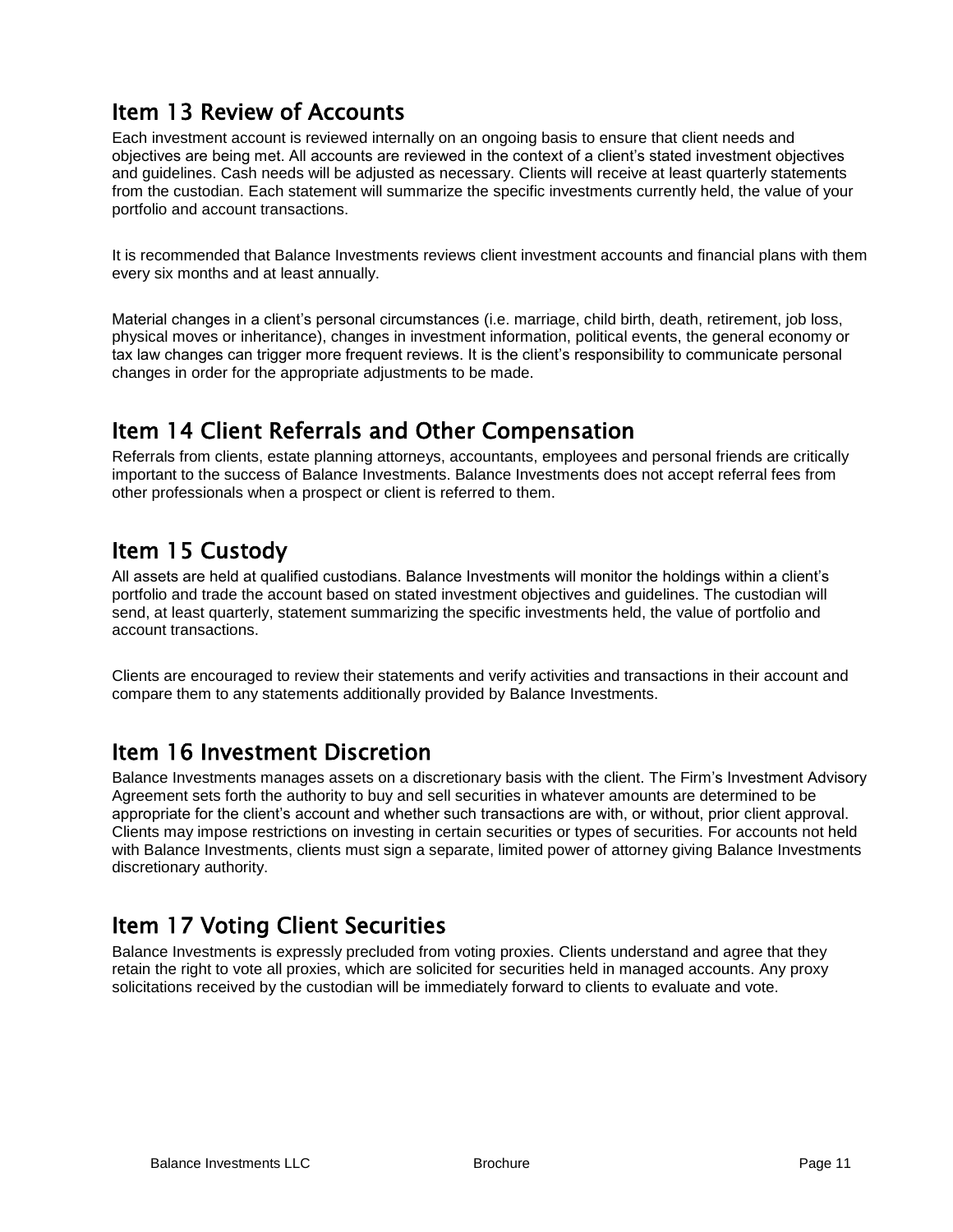## Item 13 Review of Accounts

Each investment account is reviewed internally on an ongoing basis to ensure that client needs and objectives are being met. All accounts are reviewed in the context of a client's stated investment objectives and guidelines. Cash needs will be adjusted as necessary. Clients will receive at least quarterly statements from the custodian. Each statement will summarize the specific investments currently held, the value of your portfolio and account transactions.

It is recommended that Balance Investments reviews client investment accounts and financial plans with them every six months and at least annually.

Material changes in a client's personal circumstances (i.e. marriage, child birth, death, retirement, job loss, physical moves or inheritance), changes in investment information, political events, the general economy or tax law changes can trigger more frequent reviews. It is the client's responsibility to communicate personal changes in order for the appropriate adjustments to be made.

## Item 14 Client Referrals and Other Compensation

Referrals from clients, estate planning attorneys, accountants, employees and personal friends are critically important to the success of Balance Investments. Balance Investments does not accept referral fees from other professionals when a prospect or client is referred to them.

## Item 15 Custody

All assets are held at qualified custodians. Balance Investments will monitor the holdings within a client's portfolio and trade the account based on stated investment objectives and guidelines. The custodian will send, at least quarterly, statement summarizing the specific investments held, the value of portfolio and account transactions.

Clients are encouraged to review their statements and verify activities and transactions in their account and compare them to any statements additionally provided by Balance Investments.

## Item 16 Investment Discretion

Balance Investments manages assets on a discretionary basis with the client. The Firm's Investment Advisory Agreement sets forth the authority to buy and sell securities in whatever amounts are determined to be appropriate for the client's account and whether such transactions are with, or without, prior client approval. Clients may impose restrictions on investing in certain securities or types of securities. For accounts not held with Balance Investments, clients must sign a separate, limited power of attorney giving Balance Investments discretionary authority.

## Item 17 Voting Client Securities

Balance Investments is expressly precluded from voting proxies. Clients understand and agree that they retain the right to vote all proxies, which are solicited for securities held in managed accounts. Any proxy solicitations received by the custodian will be immediately forward to clients to evaluate and vote.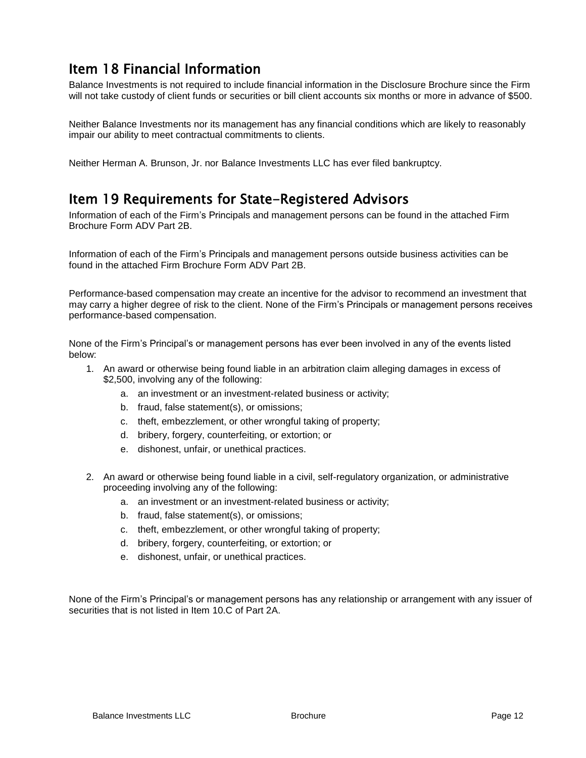## Item 18 Financial Information

Balance Investments is not required to include financial information in the Disclosure Brochure since the Firm will not take custody of client funds or securities or bill client accounts six months or more in advance of $500.

Neither Balance Investments nor its management has any financial conditions which are likely to reasonably impair our ability to meet contractual commitments to clients.

Neither Herman A. Brunson, Jr. nor Balance Investments LLC has ever filed bankruptcy.

## Item 19 Requirements for State-Registered Advisors

Information of each of the Firm's Principals and management persons can be found in the attached Firm Brochure Form ADV Part 2B.

Information of each of the Firm's Principals and management persons outside business activities can be found in the attached Firm Brochure Form ADV Part 2B.

Performance-based compensation may create an incentive for the advisor to recommend an investment that may carry a higher degree of risk to the client. None of the Firm's Principals or management persons receives performance-based compensation.

None of the Firm's Principal's or management persons has ever been involved in any of the events listed below:

1. An award or otherwise being found liable in an arbitration claim alleging damages in excess of $2,500, involving any of the following:
   a. an investment or an investment-related business or activity;
   b. fraud, false statement(s), or omissions;
   c. theft, embezzlement, or other wrongful taking of property;
   d. bribery, forgery, counterfeiting, or extortion; or
   e. dishonest, unfair, or unethical practices.

2. An award or otherwise being found liable in a civil, self-regulatory organization, or administrative proceeding involving any of the following:
   a. an investment or an investment-related business or activity;
   b. fraud, false statement(s), or omissions;
   c. theft, embezzlement, or other wrongful taking of property;
   d. bribery, forgery, counterfeiting, or extortion; or
   e. dishonest, unfair, or unethical practices.

None of the Firm's Principal's or management persons has any relationship or arrangement with any issuer of securities that is not listed in Item 10.C of Part 2A.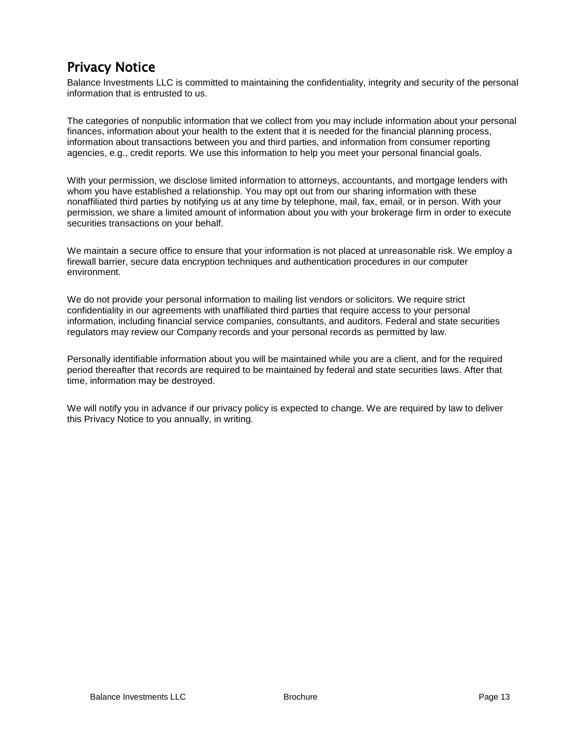## Privacy Notice

Balance Investments LLC is committed to maintaining the confidentiality, integrity and security of the personal information that is entrusted to us.

The categories of nonpublic information that we collect from you may include information about your personal finances, information about your health to the extent that it is needed for the financial planning process, information about transactions between you and third parties, and information from consumer reporting agencies, e.g., credit reports. We use this information to help you meet your personal financial goals.

With your permission, we disclose limited information to attorneys, accountants, and mortgage lenders with whom you have established a relationship. You may opt out from our sharing information with these nonaffiliated third parties by notifying us at any time by telephone, mail, fax, email, or in person. With your permission, we share a limited amount of information about you with your brokerage firm in order to execute securities transactions on your behalf.

We maintain a secure office to ensure that your information is not placed at unreasonable risk. We employ a firewall barrier, secure data encryption techniques and authentication procedures in our computer environment.

We do not provide your personal information to mailing list vendors or solicitors. We require strict confidentiality in our agreements with unaffiliated third parties that require access to your personal information, including financial service companies, consultants, and auditors. Federal and state securities regulators may review our Company records and your personal records as permitted by law.

Personally identifiable information about you will be maintained while you are a client, and for the required period thereafter that records are required to be maintained by federal and state securities laws. After that time, information may be destroyed.

We will notify you in advance if our privacy policy is expected to change. We are required by law to deliver this Privacy Notice to you annually, in writing.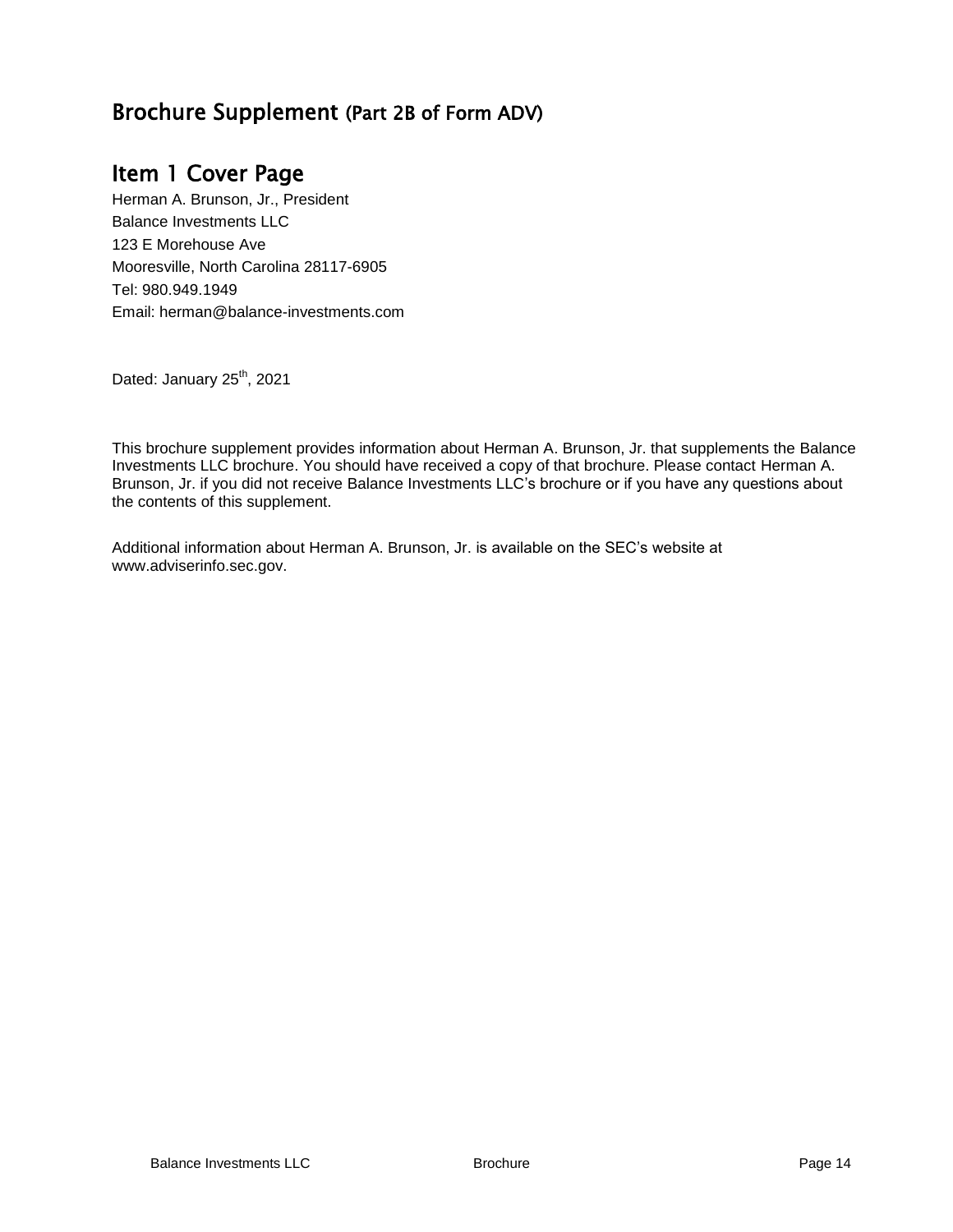# Brochure Supplement (Part 2B of Form ADV)

## Item 1 Cover Page

Herman A. Brunson, Jr., President
Balance Investments LLC
123 E Morehouse Ave
Mooresville, North Carolina 28117-6905
Tel: 980.949.1949
Email: herman@balance-investments.com

Dated: January 25th, 2021

This brochure supplement provides information about Herman A. Brunson, Jr. that supplements the Balance Investments LLC brochure. You should have received a copy of that brochure. Please contact Herman A. Brunson, Jr. if you did not receive Balance Investments LLC's brochure or if you have any questions about the contents of this supplement.

Additional information about Herman A. Brunson, Jr. is available on the SEC's website at www.adviserinfo.sec.gov.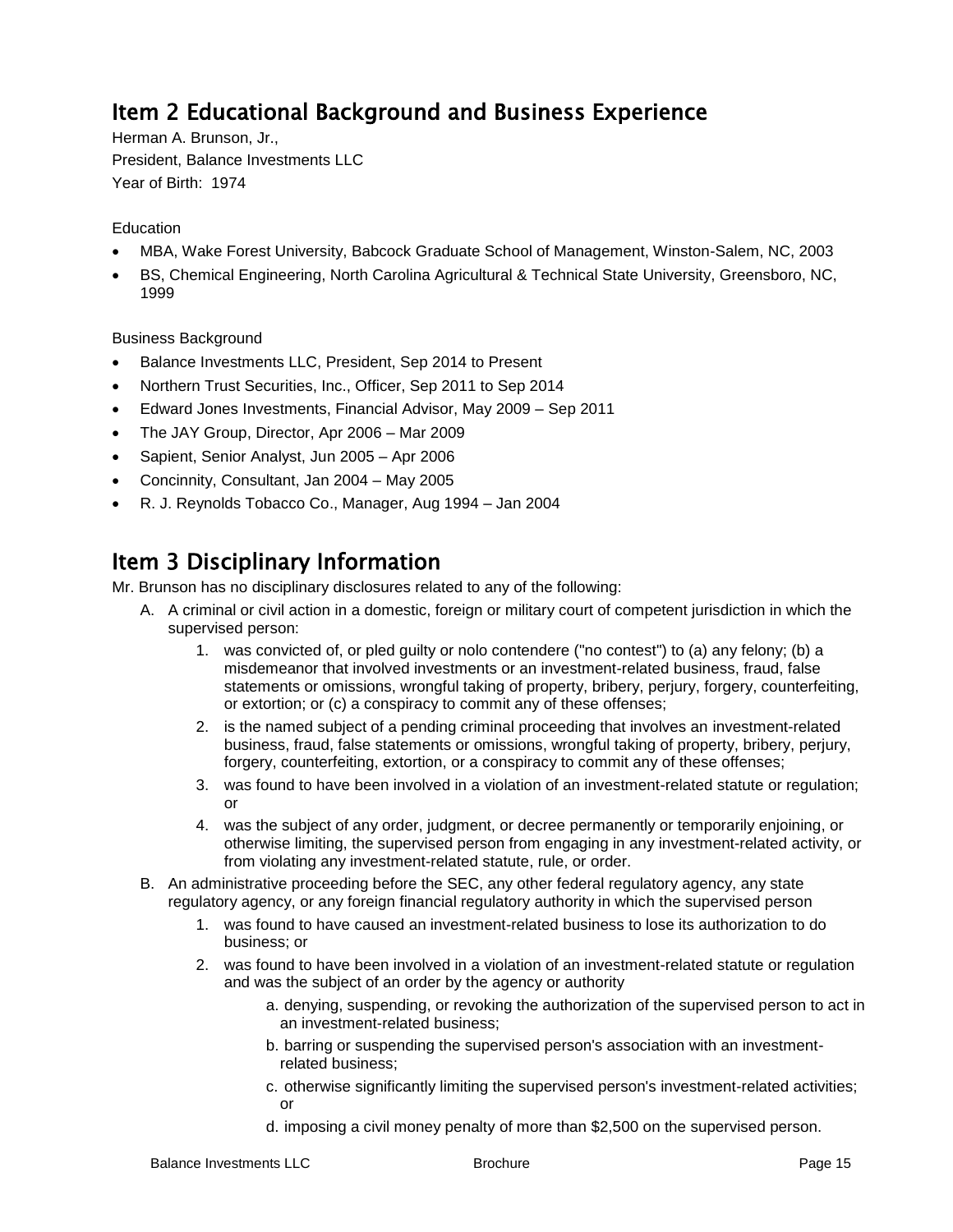## Item 2 Educational Background and Business Experience

Herman A. Brunson, Jr.,

President, Balance Investments LLC

Year of Birth: 1974

Education

- MBA, Wake Forest University, Babcock Graduate School of Management, Winston-Salem, NC, 2003
- BS, Chemical Engineering, North Carolina Agricultural & Technical State University, Greensboro, NC, 1999

Business Background

- Balance Investments LLC, President, Sep 2014 to Present
- Northern Trust Securities, Inc., Officer, Sep 2011 to Sep 2014
- Edward Jones Investments, Financial Advisor, May 2009 – Sep 2011
- The JAY Group, Director, Apr 2006 – Mar 2009
- Sapient, Senior Analyst, Jun 2005 – Apr 2006
- Concinnity, Consultant, Jan 2004 – May 2005
- R. J. Reynolds Tobacco Co., Manager, Aug 1994 – Jan 2004

## Item 3 Disciplinary Information

Mr. Brunson has no disciplinary disclosures related to any of the following:

A. A criminal or civil action in a domestic, foreign or military court of competent jurisdiction in which the supervised person:
    1. was convicted of, or pled guilty or nolo contendere ("no contest") to (a) any felony; (b) a misdemeanor that involved investments or an investment-related business, fraud, false statements or omissions, wrongful taking of property, bribery, perjury, forgery, counterfeiting, or extortion; or (c) a conspiracy to commit any of these offenses;
    2. is the named subject of a pending criminal proceeding that involves an investment-related business, fraud, false statements or omissions, wrongful taking of property, bribery, perjury, forgery, counterfeiting, extortion, or a conspiracy to commit any of these offenses;
    3. was found to have been involved in a violation of an investment-related statute or regulation; or
    4. was the subject of any order, judgment, or decree permanently or temporarily enjoining, or otherwise limiting, the supervised person from engaging in any investment-related activity, or from violating any investment-related statute, rule, or order.
B. An administrative proceeding before the SEC, any other federal regulatory agency, any state regulatory agency, or any foreign financial regulatory authority in which the supervised person
    1. was found to have caused an investment-related business to lose its authorization to do business; or
    2. was found to have been involved in a violation of an investment-related statute or regulation and was the subject of an order by the agency or authority
        a. denying, suspending, or revoking the authorization of the supervised person to act in an investment-related business;
        b. barring or suspending the supervised person's association with an investment-related business;
        c. otherwise significantly limiting the supervised person's investment-related activities; or
        d. imposing a civil money penalty of more than $2,500 on the supervised person.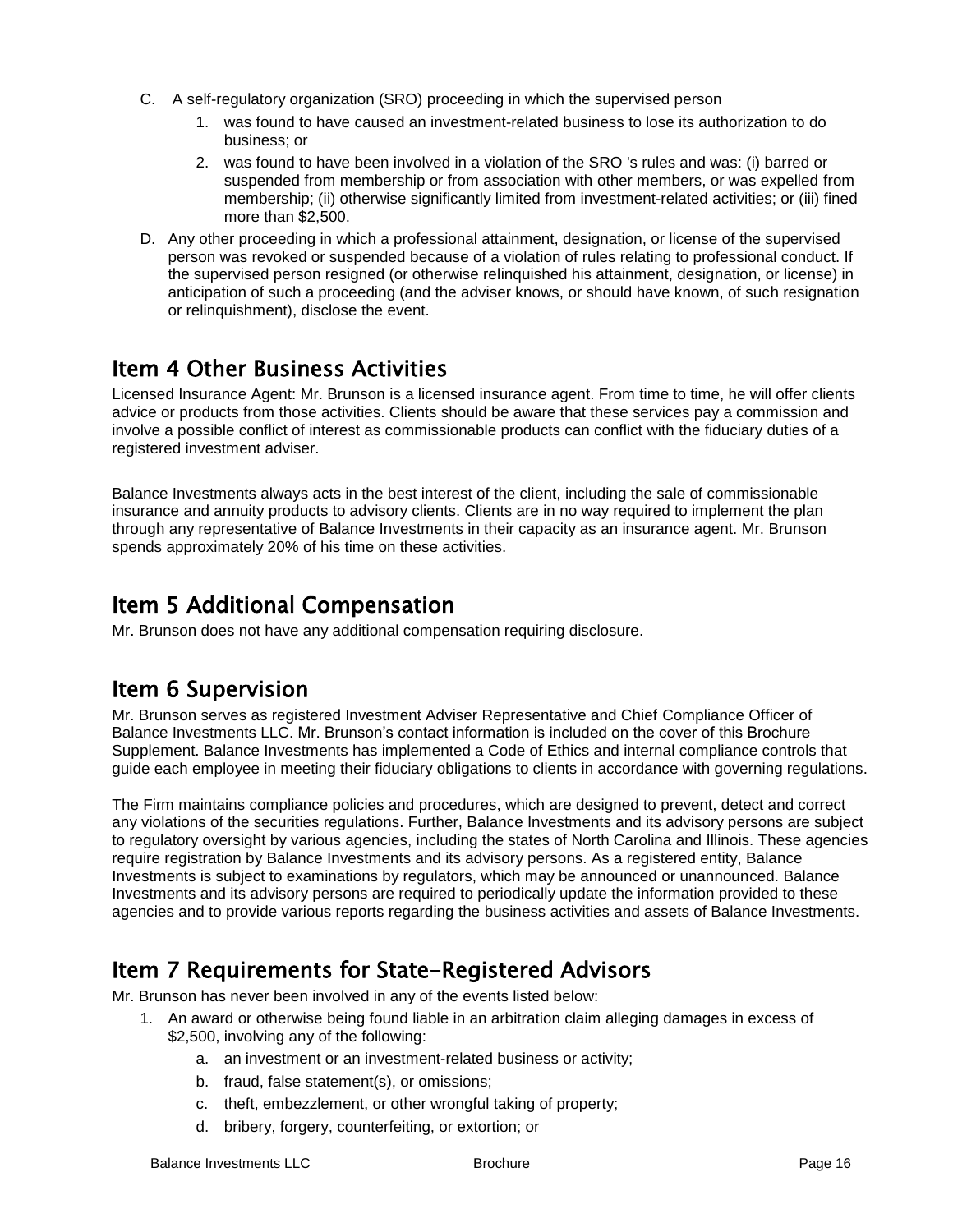C. A self-regulatory organization (SRO) proceeding in which the supervised person
   1. was found to have caused an investment-related business to lose its authorization to do business; or
   2. was found to have been involved in a violation of the SRO 's rules and was: (i) barred or suspended from membership or from association with other members, or was expelled from membership; (ii) otherwise significantly limited from investment-related activities; or (iii) fined more than $2,500.

D. Any other proceeding in which a professional attainment, designation, or license of the supervised person was revoked or suspended because of a violation of rules relating to professional conduct. If the supervised person resigned (or otherwise relinquished his attainment, designation, or license) in anticipation of such a proceeding (and the adviser knows, or should have known, of such resignation or relinquishment), disclose the event.

## Item 4 Other Business Activities

Licensed Insurance Agent: Mr. Brunson is a licensed insurance agent. From time to time, he will offer clients advice or products from those activities. Clients should be aware that these services pay a commission and involve a possible conflict of interest as commissionable products can conflict with the fiduciary duties of a registered investment adviser.

Balance Investments always acts in the best interest of the client, including the sale of commissionable insurance and annuity products to advisory clients. Clients are in no way required to implement the plan through any representative of Balance Investments in their capacity as an insurance agent. Mr. Brunson spends approximately 20% of his time on these activities.

## Item 5 Additional Compensation

Mr. Brunson does not have any additional compensation requiring disclosure.

## Item 6 Supervision

Mr. Brunson serves as registered Investment Adviser Representative and Chief Compliance Officer of Balance Investments LLC. Mr. Brunson's contact information is included on the cover of this Brochure Supplement. Balance Investments has implemented a Code of Ethics and internal compliance controls that guide each employee in meeting their fiduciary obligations to clients in accordance with governing regulations.

The Firm maintains compliance policies and procedures, which are designed to prevent, detect and correct any violations of the securities regulations. Further, Balance Investments and its advisory persons are subject to regulatory oversight by various agencies, including the states of North Carolina and Illinois. These agencies require registration by Balance Investments and its advisory persons. As a registered entity, Balance Investments is subject to examinations by regulators, which may be announced or unannounced. Balance Investments and its advisory persons are required to periodically update the information provided to these agencies and to provide various reports regarding the business activities and assets of Balance Investments.

## Item 7 Requirements for State-Registered Advisors

Mr. Brunson has never been involved in any of the events listed below:

1. An award or otherwise being found liable in an arbitration claim alleging damages in excess of $2,500, involving any of the following:
   a. an investment or an investment-related business or activity;
   b. fraud, false statement(s), or omissions;
   c. theft, embezzlement, or other wrongful taking of property;
   d. bribery, forgery, counterfeiting, or extortion; or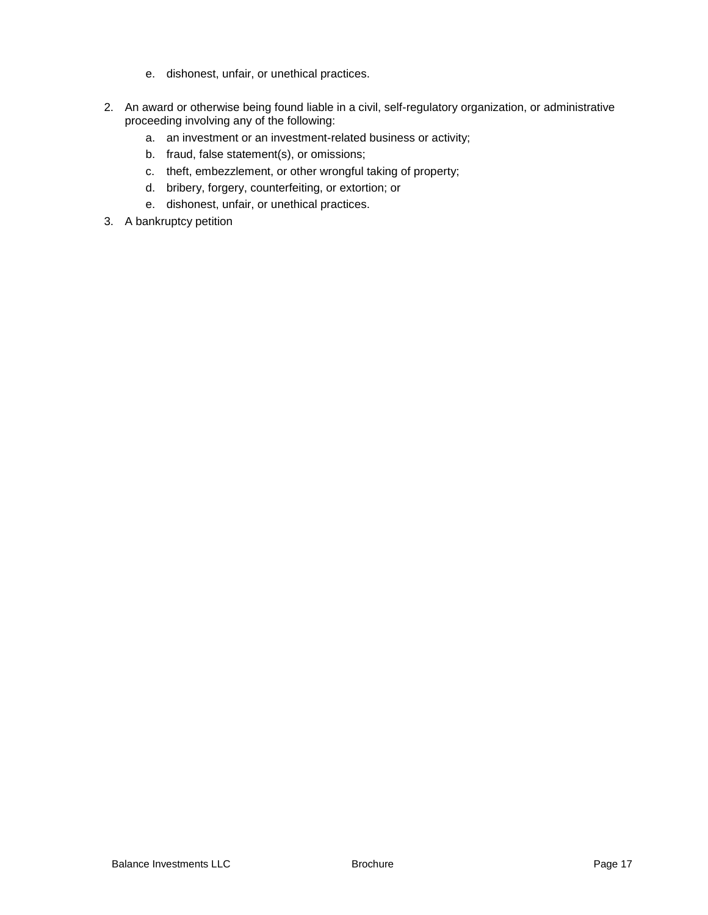e. dishonest, unfair, or unethical practices.

2. An award or otherwise being found liable in a civil, self-regulatory organization, or administrative proceeding involving any of the following:
   a. an investment or an investment-related business or activity;
   b. fraud, false statement(s), or omissions;
   c. theft, embezzlement, or other wrongful taking of property;
   d. bribery, forgery, counterfeiting, or extortion; or
   e. dishonest, unfair, or unethical practices.
3. A bankruptcy petition